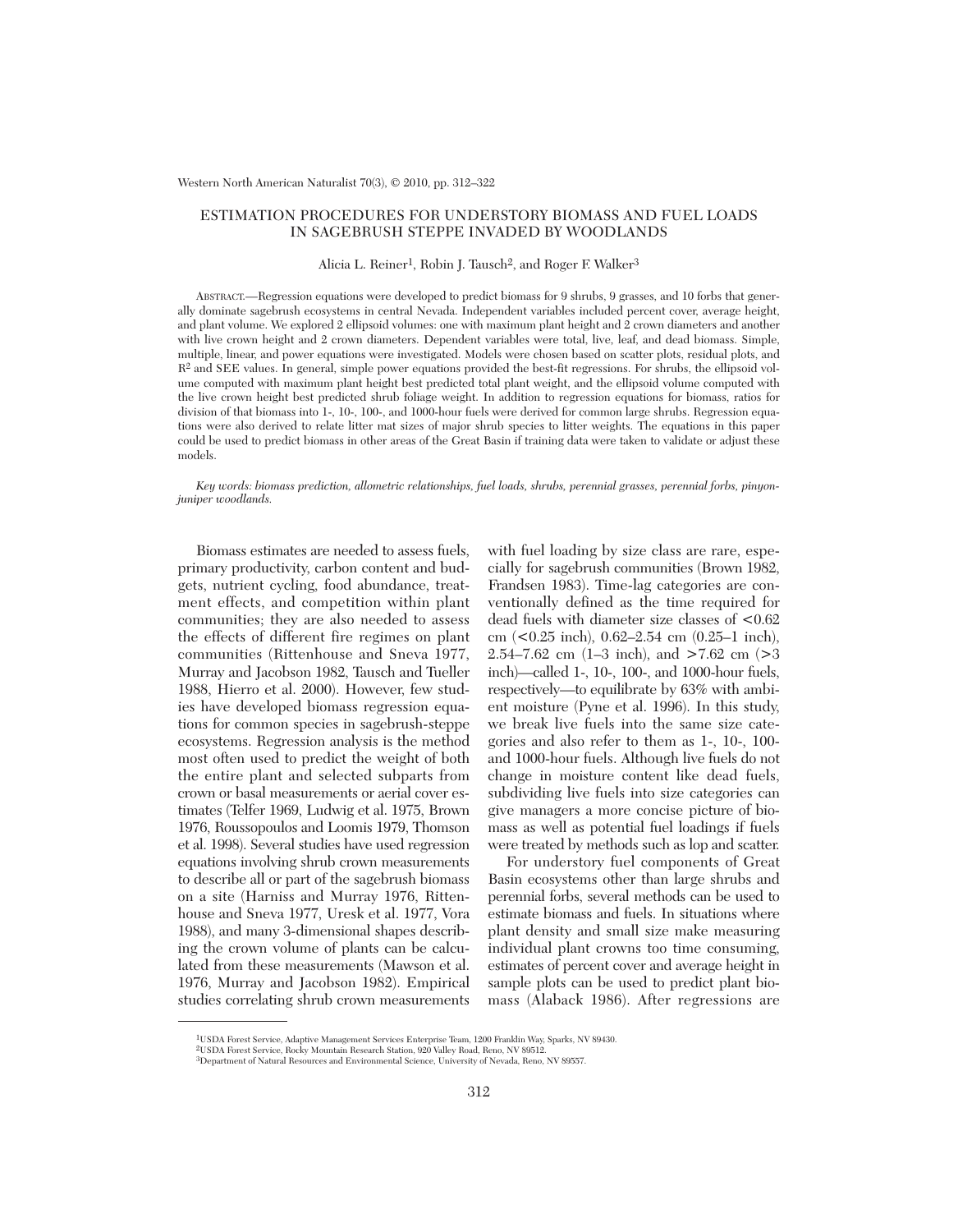# ESTIMATION PROCEDURES FOR UNDERSTORY BIOMASS AND FUEL LOADS IN SAGEBRUSH STEPPE INVADED BY WOODLANDS

Alicia L. Reiner[1], Robin J. Tausch[2], and Roger F. Walker[3]

ABSTRACT.—Regression equations were developed to predict biomass for 9 shrubs, 9 grasses, and 10 forbs that generally dominate sagebrush ecosystems in central Nevada. Independent variables included percent cover, average height, and plant volume. We explored 2 ellipsoid volumes: one with maximum plant height and 2 crown diameters and another with live crown height and 2 crown diameters. Dependent variables were total, live, leaf, and dead biomass. Simple, multiple, linear, and power equations were investigated. Models were chosen based on scatter plots, residual plots, and $R^2$ and SEE values. In general, simple power equations provided the best-fit regressions. For shrubs, the ellipsoid volume computed with maximum plant height best predicted total plant weight, and the ellipsoid volume computed with the live crown height best predicted shrub foliage weight. In addition to regression equations for biomass, ratios for division of that biomass into 1-, 10-, 100-, and 1000-hour fuels were derived for common large shrubs. Regression equations were also derived to relate litter mat sizes of major shrub species to litter weights. The equations in this paper could be used to predict biomass in other areas of the Great Basin if training data were taken to validate or adjust these models.

*Key words: biomass prediction, allometric relationships, fuel loads, shrubs, perennial grasses, perennial forbs, pinyon-juniper woodlands.*

Biomass estimates are needed to assess fuels, primary productivity, carbon content and budgets, nutrient cycling, food abundance, treatment effects, and competition within plant communities; they are also needed to assess the effects of different fire regimes on plant communities (Rittenhouse and Sneva 1977, Murray and Jacobson 1982, Tausch and Tueller 1988, Hierro et al. 2000). However, few studies have developed biomass regression equations for common species in sagebrush-steppe ecosystems. Regression analysis is the method most often used to predict the weight of both the entire plant and selected subparts from crown or basal measurements or aerial cover estimates (Telfer 1969, Ludwig et al. 1975, Brown 1976, Roussopoulos and Loomis 1979, Thomson et al. 1998). Several studies have used regression equations involving shrub crown measurements to describe all or part of the sagebrush biomass on a site (Harniss and Murray 1976, Rittenhouse and Sneva 1977, Uresk et al. 1977, Vora 1988), and many 3-dimensional shapes describing the crown volume of plants can be calculated from these measurements (Mawson et al. 1976, Murray and Jacobson 1982). Empirical studies correlating shrub crown measurements with fuel loading by size class are rare, especially for sagebrush communities (Brown 1982, Frandsen 1983). Time-lag categories are conventionally defined as the time required for dead fuels with diameter size classes of <0.62 cm (<0.25 inch), 0.62–2.54 cm (0.25–1 inch), 2.54–7.62 cm (1–3 inch), and >7.62 cm (>3 inch)—called 1-, 10-, 100-, and 1000-hour fuels, respectively—to equilibrate by 63% with ambient moisture (Pyne et al. 1996). In this study, we break live fuels into the same size categories and also refer to them as 1-, 10-, 100- and 1000-hour fuels. Although live fuels do not change in moisture content like dead fuels, subdividing live fuels into size categories can give managers a more concise picture of biomass as well as potential fuel loadings if fuels were treated by methods such as lop and scatter.

For understory fuel components of Great Basin ecosystems other than large shrubs and perennial forbs, several methods can be used to estimate biomass and fuels. In situations where plant density and small size make measuring individual plant crowns too time consuming, estimates of percent cover and average height in sample plots can be used to predict plant biomass (Alaback 1986). After regressions are

[1]USDA Forest Service, Adaptive Management Services Enterprise Team, 1200 Franklin Way, Sparks, NV 89430.
[2]USDA Forest Service, Rocky Mountain Research Station, 920 Valley Road, Reno, NV 89512.
[3]Department of Natural Resources and Environmental Science, University of Nevada, Reno, NV 89557.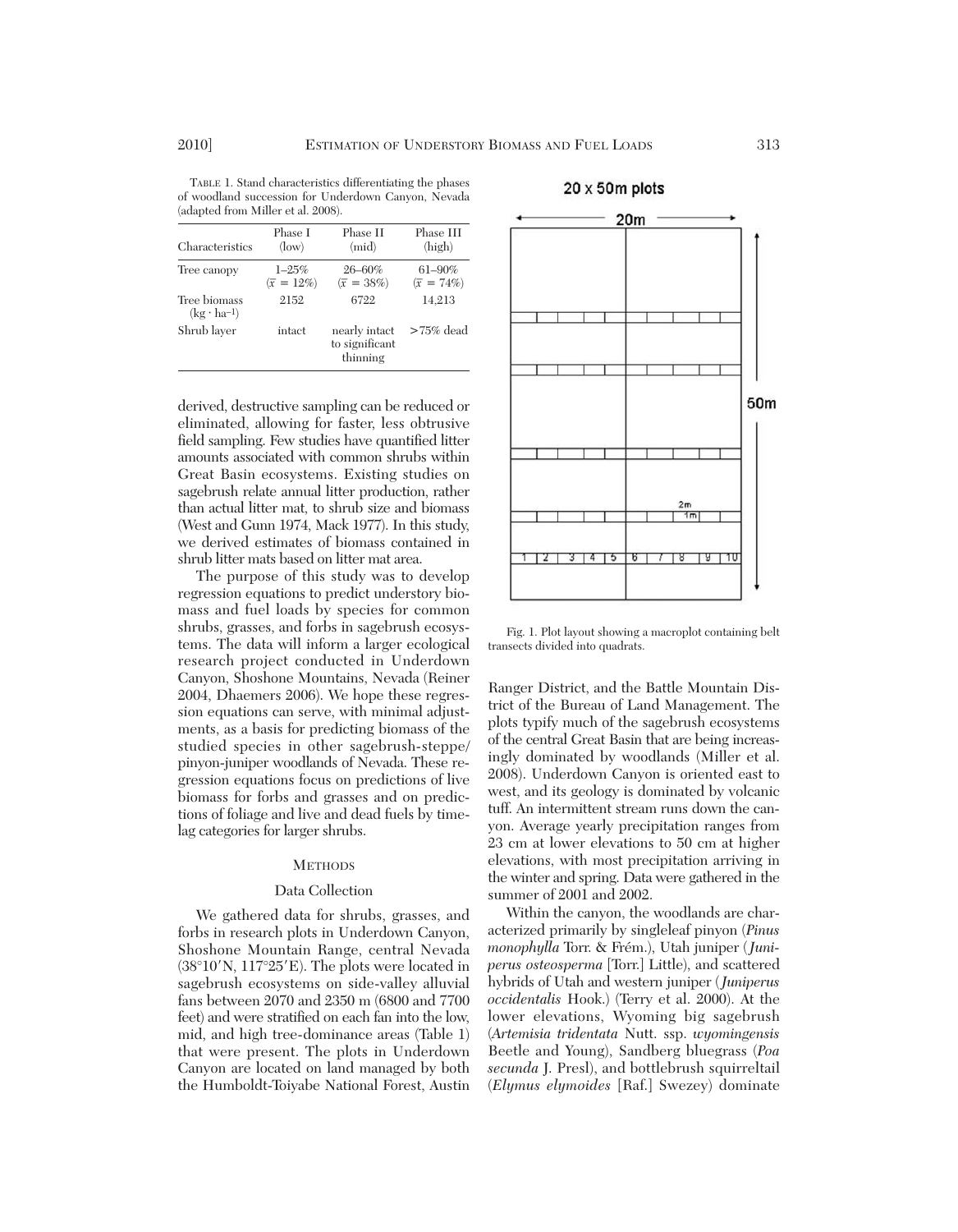TABLE 1. Stand characteristics differentiating the phases of woodland succession for Underdown Canyon, Nevada (adapted from Miller et al. 2008).

| Characteristics | Phase I (low) | Phase II (mid) | Phase III (high) |
|---|---|---|---|
| Tree canopy | 1–25% ($\bar{x}$ = 12%) | 26–60% ($\bar{x}$ = 38%) | 61–90% ($\bar{x}$ = 74%) |
| Tree biomass ($kg \cdot ha^{-1}$) | 2152 | 6722 | 14,213 |
| Shrub layer | intact | nearly intact to significant thinning | >75% dead |

derived, destructive sampling can be reduced or eliminated, allowing for faster, less obtrusive field sampling. Few studies have quantified litter amounts associated with common shrubs within Great Basin ecosystems. Existing studies on sagebrush relate annual litter production, rather than actual litter mat, to shrub size and biomass (West and Gunn 1974, Mack 1977). In this study, we derived estimates of biomass contained in shrub litter mats based on litter mat area.

The purpose of this study was to develop regression equations to predict understory biomass and fuel loads by species for common shrubs, grasses, and forbs in sagebrush ecosystems. The data will inform a larger ecological research project conducted in Underdown Canyon, Shoshone Mountains, Nevada (Reiner 2004, Dhaemers 2006). We hope these regression equations can serve, with minimal adjustments, as a basis for predicting biomass of the studied species in other sagebrush-steppe/pinyon-juniper woodlands of Nevada. These regression equations focus on predictions of live biomass for forbs and grasses and on predictions of foliage and live and dead fuels by timelag categories for larger shrubs.

## METHODS

### Data Collection

We gathered data for shrubs, grasses, and forbs in research plots in Underdown Canyon, Shoshone Mountain Range, central Nevada (38°10′N, 117°25′E). The plots were located in sagebrush ecosystems on side-valley alluvial fans between 2070 and 2350 m (6800 and 7700 feet) and were stratified on each fan into the low, mid, and high tree-dominance areas (Table 1) that were present. The plots in Underdown Canyon are located on land managed by both the Humboldt-Toiyabe National Forest, Austin Ranger District, and the Battle Mountain District of the Bureau of Land Management. The plots typify much of the sagebrush ecosystems of the central Great Basin that are being increasingly dominated by woodlands (Miller et al. 2008). Underdown Canyon is oriented east to west, and its geology is dominated by volcanic tuff. An intermittent stream runs down the canyon. Average yearly precipitation ranges from 23 cm at lower elevations to 50 cm at higher elevations, with most precipitation arriving in the winter and spring. Data were gathered in the summer of 2001 and 2002.

Fig. 1. Plot layout showing a macroplot containing belt transects divided into quadrats.

Within the canyon, the woodlands are characterized primarily by singleleaf pinyon (*Pinus monophylla* Torr. & Frém.), Utah juniper (*Juniperus osteosperma* [Torr.] Little), and scattered hybrids of Utah and western juniper (*Juniperus occidentalis* Hook.) (Terry et al. 2000). At the lower elevations, Wyoming big sagebrush (*Artemisia tridentata* Nutt. ssp. *wyomingensis* Beetle and Young), Sandberg bluegrass (*Poa secunda* J. Presl), and bottlebrush squirreltail (*Elymus elymoides* [Raf.] Swezey) dominate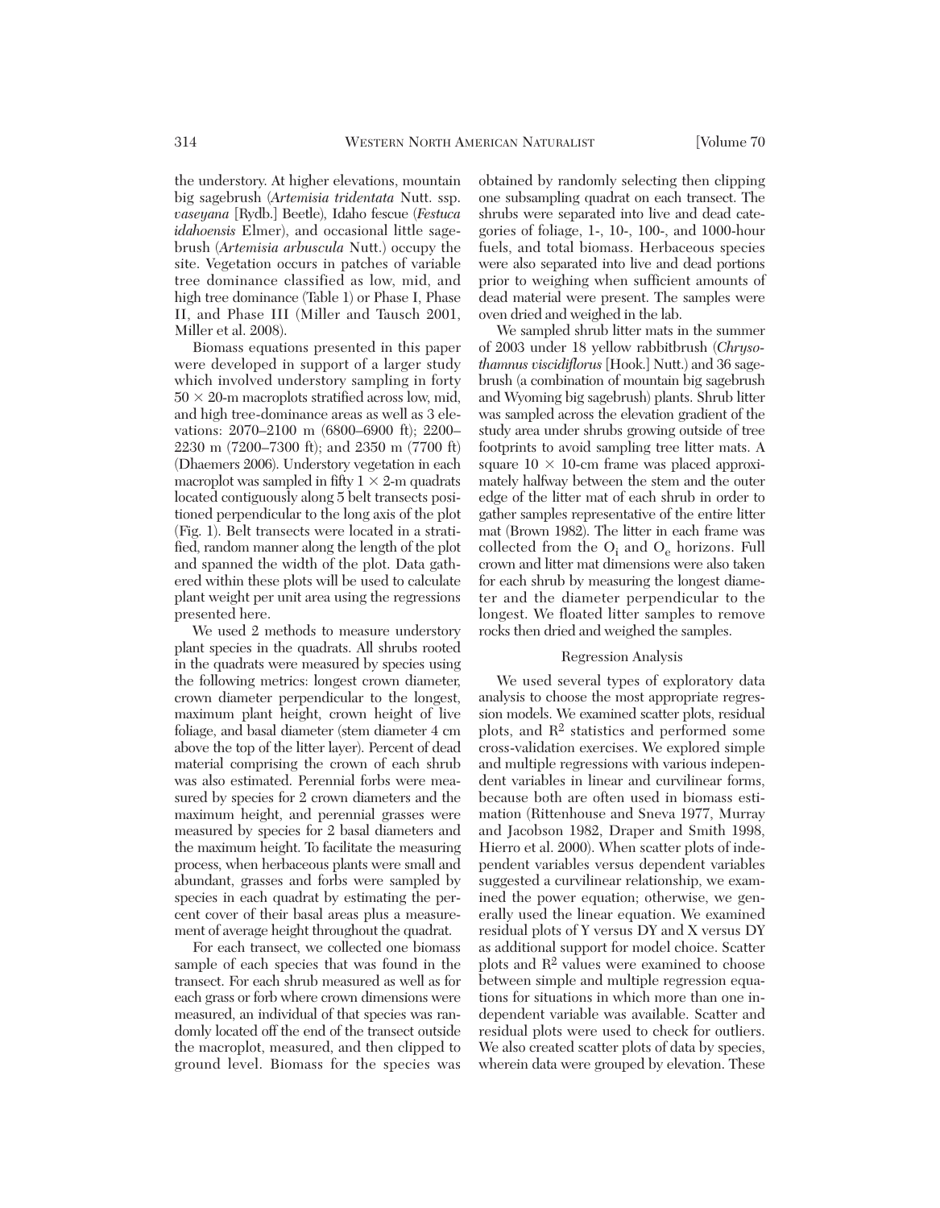the understory. At higher elevations, mountain big sagebrush (*Artemisia tridentata* Nutt. ssp. *vaseyana* [Rydb.] Beetle), Idaho fescue (*Festuca idahoensis* Elmer), and occasional little sagebrush (*Artemisia arbuscula* Nutt.) occupy the site. Vegetation occurs in patches of variable tree dominance classified as low, mid, and high tree dominance (Table 1) or Phase I, Phase II, and Phase III (Miller and Tausch 2001, Miller et al. 2008).

Biomass equations presented in this paper were developed in support of a larger study which involved understory sampling in forty $50 \times 20$-m macroplots stratified across low, mid, and high tree-dominance areas as well as 3 elevations: 2070–2100 m (6800–6900 ft); 2200–2230 m (7200–7300 ft); and 2350 m (7700 ft) (Dhaemers 2006). Understory vegetation in each macroplot was sampled in fifty $1 \times 2$-m quadrats located contiguously along 5 belt transects positioned perpendicular to the long axis of the plot (Fig. 1). Belt transects were located in a stratified, random manner along the length of the plot and spanned the width of the plot. Data gathered within these plots will be used to calculate plant weight per unit area using the regressions presented here.

We used 2 methods to measure understory plant species in the quadrats. All shrubs rooted in the quadrats were measured by species using the following metrics: longest crown diameter, crown diameter perpendicular to the longest, maximum plant height, crown height of live foliage, and basal diameter (stem diameter 4 cm above the top of the litter layer). Percent of dead material comprising the crown of each shrub was also estimated. Perennial forbs were measured by species for 2 crown diameters and the maximum height, and perennial grasses were measured by species for 2 basal diameters and the maximum height. To facilitate the measuring process, when herbaceous plants were small and abundant, grasses and forbs were sampled by species in each quadrat by estimating the percent cover of their basal areas plus a measurement of average height throughout the quadrat.

For each transect, we collected one biomass sample of each species that was found in the transect. For each shrub measured as well as for each grass or forb where crown dimensions were measured, an individual of that species was randomly located off the end of the transect outside the macroplot, measured, and then clipped to ground level. Biomass for the species was obtained by randomly selecting then clipping one subsampling quadrat on each transect. The shrubs were separated into live and dead categories of foliage, 1-, 10-, 100-, and 1000-hour fuels, and total biomass. Herbaceous species were also separated into live and dead portions prior to weighing when sufficient amounts of dead material were present. The samples were oven dried and weighed in the lab.

We sampled shrub litter mats in the summer of 2003 under 18 yellow rabbitbrush (*Chrysothamnus viscidiflorus* [Hook.] Nutt.) and 36 sagebrush (a combination of mountain big sagebrush and Wyoming big sagebrush) plants. Shrub litter was sampled across the elevation gradient of the study area under shrubs growing outside of tree footprints to avoid sampling tree litter mats. A square $10 \times 10$-cm frame was placed approximately halfway between the stem and the outer edge of the litter mat of each shrub in order to gather samples representative of the entire litter mat (Brown 1982). The litter in each frame was collected from the $O_i$ and $O_e$ horizons. Full crown and litter mat dimensions were also taken for each shrub by measuring the longest diameter and the diameter perpendicular to the longest. We floated litter samples to remove rocks then dried and weighed the samples.

### Regression Analysis

We used several types of exploratory data analysis to choose the most appropriate regression models. We examined scatter plots, residual plots, and $R^2$ statistics and performed some cross-validation exercises. We explored simple and multiple regressions with various independent variables in linear and curvilinear forms, because both are often used in biomass estimation (Rittenhouse and Sneva 1977, Murray and Jacobson 1982, Draper and Smith 1998, Hierro et al. 2000). When scatter plots of independent variables versus dependent variables suggested a curvilinear relationship, we examined the power equation; otherwise, we generally used the linear equation. We examined residual plots of Y versus DY and X versus DY as additional support for model choice. Scatter plots and $R^2$ values were examined to choose between simple and multiple regression equations for situations in which more than one independent variable was available. Scatter and residual plots were used to check for outliers. We also created scatter plots of data by species, wherein data were grouped by elevation. These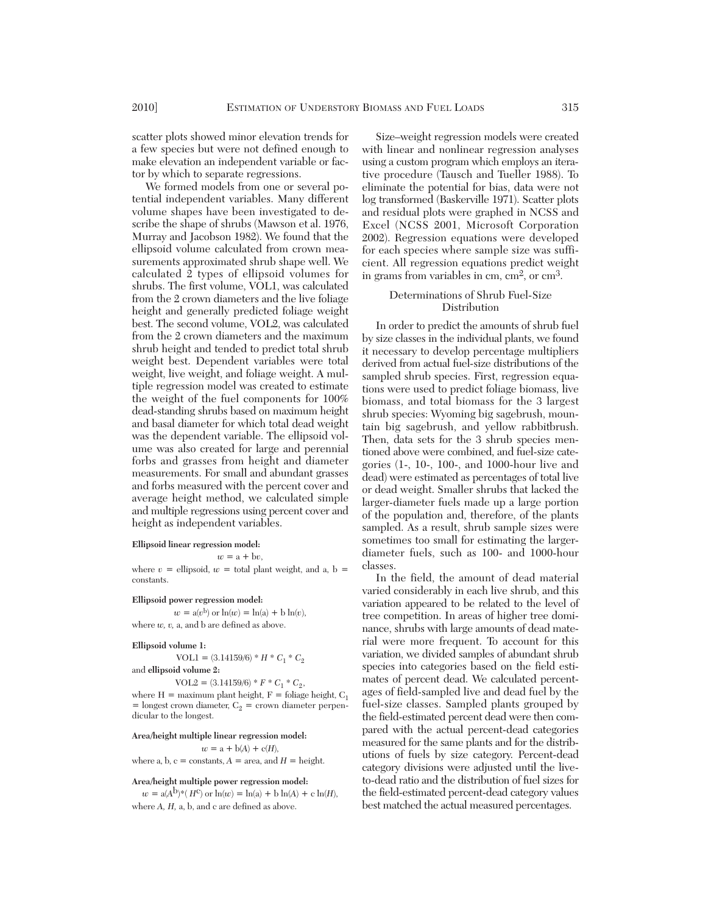scatter plots showed minor elevation trends for a few species but were not defined enough to make elevation an independent variable or factor by which to separate regressions.

We formed models from one or several potential independent variables. Many different volume shapes have been investigated to describe the shape of shrubs (Mawson et al. 1976, Murray and Jacobson 1982). We found that the ellipsoid volume calculated from crown measurements approximated shrub shape well. We calculated 2 types of ellipsoid volumes for shrubs. The first volume, VOL1, was calculated from the 2 crown diameters and the live foliage height and generally predicted foliage weight best. The second volume, VOL2, was calculated from the 2 crown diameters and the maximum shrub height and tended to predict total shrub weight best. Dependent variables were total weight, live weight, and foliage weight. A multiple regression model was created to estimate the weight of the fuel components for 100% dead-standing shrubs based on maximum height and basal diameter for which total dead weight was the dependent variable. The ellipsoid volume was also created for large and perennial forbs and grasses from height and diameter measurements. For small and abundant grasses and forbs measured with the percent cover and average height method, we calculated simple and multiple regressions using percent cover and height as independent variables.

**Ellipsoid linear regression model:**

$$w = \mathrm{a} + \mathrm{b}v,$$

where $v$ = ellipsoid, $w$ = total plant weight, and a, b = constants.

**Ellipsoid power regression model:**

$$w = \mathrm{a}(v^{\mathrm{b}}) \text{ or } \ln(w) = \ln(\mathrm{a}) + \mathrm{b}\ln(v),$$

where $w$, $v$, a, and b are defined as above.

**Ellipsoid volume 1:**

$$\mathrm{VOL1} = (3.14159/6) * H * C_1 * C_2$$

and **ellipsoid volume 2:**

$$\mathrm{VOL2} = (3.14159/6) * F * C_1 * C_2,$$

where H = maximum plant height, F = foliage height, $C_1$ = longest crown diameter, $C_2$ = crown diameter perpendicular to the longest.

**Area/height multiple linear regression model:**

$$w = \mathrm{a} + \mathrm{b}(A) + \mathrm{c}(H),$$

where a, b, c = constants, $A$ = area, and $H$ = height.

**Area/height multiple power regression model:**

$$w = \mathrm{a}(A^{\mathrm{b}})*(H^{\mathrm{c}}) \text{ or } \ln(w) = \ln(\mathrm{a}) + \mathrm{b}\ln(A) + \mathrm{c}\ln(H),$$

where $A$, $H$, a, b, and c are defined as above.

Size–weight regression models were created with linear and nonlinear regression analyses using a custom program which employs an iterative procedure (Tausch and Tueller 1988). To eliminate the potential for bias, data were not log transformed (Baskerville 1971). Scatter plots and residual plots were graphed in NCSS and Excel (NCSS 2001, Microsoft Corporation 2002). Regression equations were developed for each species where sample size was sufficient. All regression equations predict weight in grams from variables in cm, $\mathrm{cm}^2$, or $\mathrm{cm}^3$.

### Determinations of Shrub Fuel-Size Distribution

In order to predict the amounts of shrub fuel by size classes in the individual plants, we found it necessary to develop percentage multipliers derived from actual fuel-size distributions of the sampled shrub species. First, regression equations were used to predict foliage biomass, live biomass, and total biomass for the 3 largest shrub species: Wyoming big sagebrush, mountain big sagebrush, and yellow rabbitbrush. Then, data sets for the 3 shrub species mentioned above were combined, and fuel-size categories (1-, 10-, 100-, and 1000-hour live and dead) were estimated as percentages of total live or dead weight. Smaller shrubs that lacked the larger-diameter fuels made up a large portion of the population and, therefore, of the plants sampled. As a result, shrub sample sizes were sometimes too small for estimating the larger-diameter fuels, such as 100- and 1000-hour classes.

In the field, the amount of dead material varied considerably in each live shrub, and this variation appeared to be related to the level of tree competition. In areas of higher tree dominance, shrubs with large amounts of dead material were more frequent. To account for this variation, we divided samples of abundant shrub species into categories based on the field estimates of percent dead. We calculated percentages of field-sampled live and dead fuel by the fuel-size classes. Sampled plants grouped by the field-estimated percent dead were then compared with the actual percent-dead categories measured for the same plants and for the distributions of fuels by size category. Percent-dead category divisions were adjusted until the live-to-dead ratio and the distribution of fuel sizes for the field-estimated percent-dead category values best matched the actual measured percentages.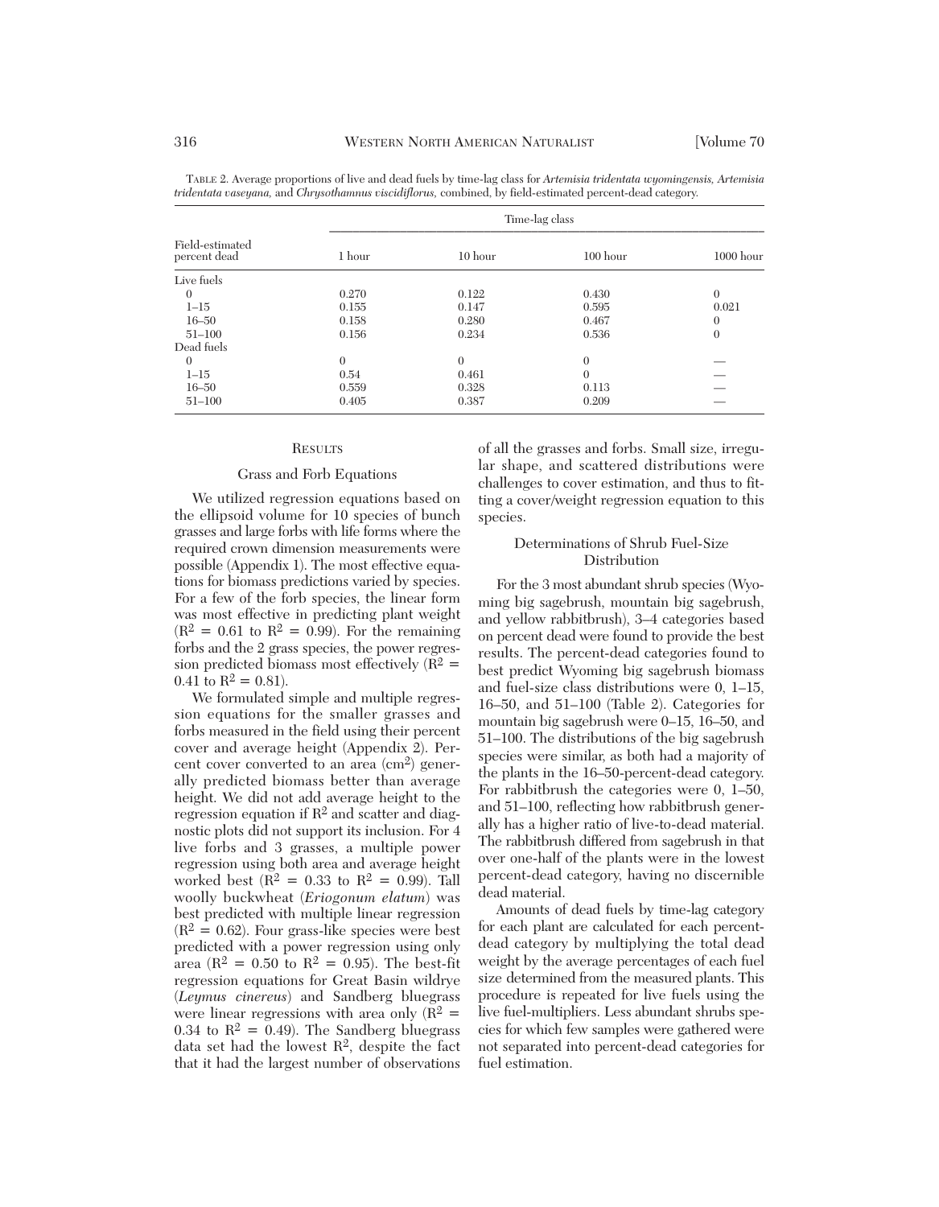TABLE 2. Average proportions of live and dead fuels by time-lag class for *Artemisia tridentata wyomingensis, Artemisia tridentata vaseyana,* and *Chrysothamnus viscidiflorus,* combined, by field-estimated percent-dead category.

| Field-estimated percent dead | Time-lag class | | | |
|---|---|---|---|---|
| | 1 hour | 10 hour | 100 hour | 1000 hour |
| Live fuels | | | | |
| 0 | 0.270 | 0.122 | 0.430 | 0 |
| 1–15 | 0.155 | 0.147 | 0.595 | 0.021 |
| 16–50 | 0.158 | 0.280 | 0.467 | 0 |
| 51–100 | 0.156 | 0.234 | 0.536 | 0 |
| Dead fuels | | | | |
| 0 | 0 | 0 | 0 | — |
| 1–15 | 0.54 | 0.461 | 0 | — |
| 16–50 | 0.559 | 0.328 | 0.113 | — |
| 51–100 | 0.405 | 0.387 | 0.209 | — |

## RESULTS

### Grass and Forb Equations

We utilized regression equations based on the ellipsoid volume for 10 species of bunch grasses and large forbs with life forms where the required crown dimension measurements were possible (Appendix 1). The most effective equations for biomass predictions varied by species. For a few of the forb species, the linear form was most effective in predicting plant weight ($R^2 = 0.61$ to $R^2 = 0.99$). For the remaining forbs and the 2 grass species, the power regression predicted biomass most effectively ($R^2 = 0.41$ to $R^2 = 0.81$).

We formulated simple and multiple regression equations for the smaller grasses and forbs measured in the field using their percent cover and average height (Appendix 2). Percent cover converted to an area ($cm^2$) generally predicted biomass better than average height. We did not add average height to the regression equation if $R^2$ and scatter and diagnostic plots did not support its inclusion. For 4 live forbs and 3 grasses, a multiple power regression using both area and average height worked best ($R^2 = 0.33$ to $R^2 = 0.99$). Tall woolly buckwheat (*Eriogonum elatum*) was best predicted with multiple linear regression ($R^2 = 0.62$). Four grass-like species were best predicted with a power regression using only area ($R^2 = 0.50$ to $R^2 = 0.95$). The best-fit regression equations for Great Basin wildrye (*Leymus cinereus*) and Sandberg bluegrass were linear regressions with area only ($R^2 = 0.34$ to $R^2 = 0.49$). The Sandberg bluegrass data set had the lowest $R^2$, despite the fact that it had the largest number of observations of all the grasses and forbs. Small size, irregular shape, and scattered distributions were challenges to cover estimation, and thus to fitting a cover/weight regression equation to this species.

### Determinations of Shrub Fuel-Size Distribution

For the 3 most abundant shrub species (Wyoming big sagebrush, mountain big sagebrush, and yellow rabbitbrush), 3–4 categories based on percent dead were found to provide the best results. The percent-dead categories found to best predict Wyoming big sagebrush biomass and fuel-size class distributions were 0, 1–15, 16–50, and 51–100 (Table 2). Categories for mountain big sagebrush were 0–15, 16–50, and 51–100. The distributions of the big sagebrush species were similar, as both had a majority of the plants in the 16–50-percent-dead category. For rabbitbrush the categories were 0, 1–50, and 51–100, reflecting how rabbitbrush generally has a higher ratio of live-to-dead material. The rabbitbrush differed from sagebrush in that over one-half of the plants were in the lowest percent-dead category, having no discernible dead material.

Amounts of dead fuels by time-lag category for each plant are calculated for each percent-dead category by multiplying the total dead weight by the average percentages of each fuel size determined from the measured plants. This procedure is repeated for live fuels using the live fuel-multipliers. Less abundant shrubs species for which few samples were gathered were not separated into percent-dead categories for fuel estimation.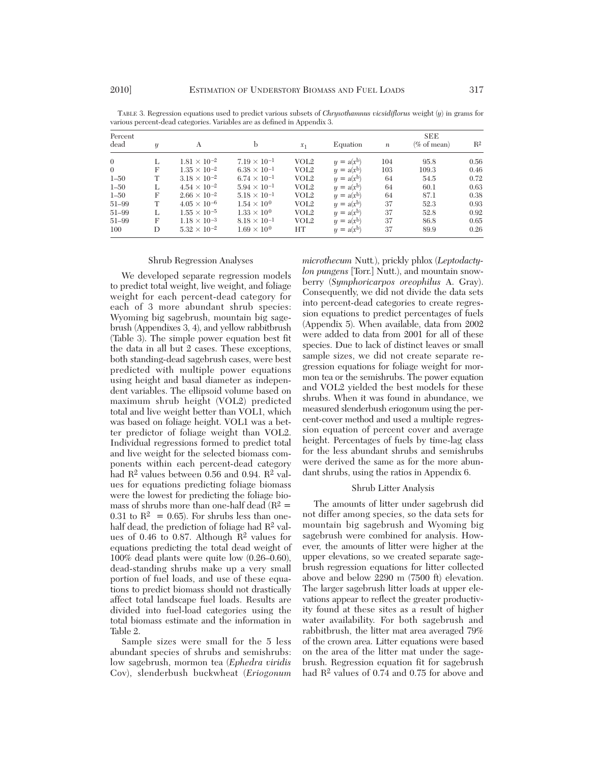TABLE 3. Regression equations used to predict various subsets of *Chrysothamnus vicsidiflorus* weight ($y$) in grams for various percent-dead categories. Variables are as defined in Appendix 3.

| Percent dead | $y$ | A | b | $x_1$ | Equation | $n$ | SEE (% of mean) | $R^2$ |
|---|---|---|---|---|---|---|---|---|
| 0 | L | $1.81 \times 10^{-2}$ | $7.19 \times 10^{-1}$ | VOL2 | $y = a(x^b)$ | 104 | 95.8 | 0.56 |
| 0 | F | $1.35 \times 10^{-2}$ | $6.38 \times 10^{-1}$ | VOL2 | $y = a(x^b)$ | 103 | 109.3 | 0.46 |
| 1–50 | T | $3.18 \times 10^{-2}$ | $6.74 \times 10^{-1}$ | VOL2 | $y = a(x^b)$ | 64 | 54.5 | 0.72 |
| 1–50 | L | $4.54 \times 10^{-2}$ | $5.94 \times 10^{-1}$ | VOL2 | $y = a(x^b)$ | 64 | 60.1 | 0.63 |
| 1–50 | F | $2.66 \times 10^{-2}$ | $5.18 \times 10^{-1}$ | VOL2 | $y = a(x^b)$ | 64 | 87.1 | 0.38 |
| 51–99 | T | $4.05 \times 10^{-6}$ | $1.54 \times 10^{0}$ | VOL2 | $y = a(x^b)$ | 37 | 52.3 | 0.93 |
| 51–99 | L | $1.55 \times 10^{-5}$ | $1.33 \times 10^{0}$ | VOL2 | $y = a(x^b)$ | 37 | 52.8 | 0.92 |
| 51–99 | F | $1.18 \times 10^{-3}$ | $8.18 \times 10^{-1}$ | VOL2 | $y = a(x^b)$ | 37 | 86.8 | 0.65 |
| 100 | D | $5.32 \times 10^{-2}$ | $1.69 \times 10^{0}$ | HT | $y = a(x^b)$ | 37 | 89.9 | 0.26 |

### Shrub Regression Analyses

We developed separate regression models to predict total weight, live weight, and foliage weight for each percent-dead category for each of 3 more abundant shrub species: Wyoming big sagebrush, mountain big sagebrush (Appendixes 3, 4), and yellow rabbitbrush (Table 3). The simple power equation best fit the data in all but 2 cases. These exceptions, both standing-dead sagebrush cases, were best predicted with multiple power equations using height and basal diameter as independent variables. The ellipsoid volume based on maximum shrub height (VOL2) predicted total and live weight better than VOL1, which was based on foliage height. VOL1 was a better predictor of foliage weight than VOL2. Individual regressions formed to predict total and live weight for the selected biomass components within each percent-dead category had $R^2$ values between 0.56 and 0.94. $R^2$ values for equations predicting foliage biomass were the lowest for predicting the foliage biomass of shrubs more than one-half dead ($R^2 = 0.31$ to $R^2 = 0.65$). For shrubs less than one-half dead, the prediction of foliage had $R^2$ values of 0.46 to 0.87. Although $R^2$ values for equations predicting the total dead weight of 100% dead plants were quite low (0.26–0.60), dead-standing shrubs make up a very small portion of fuel loads, and use of these equations to predict biomass should not drastically affect total landscape fuel loads. Results are divided into fuel-load categories using the total biomass estimate and the information in Table 2.

Sample sizes were small for the 5 less abundant species of shrubs and semishrubs: low sagebrush, mormon tea (*Ephedra viridis* Cov), slenderbush buckwheat (*Eriogonum microthecum* Nutt.), prickly phlox (*Leptodactylon pungens* [Torr.] Nutt.), and mountain snowberry (*Symphoricarpos oreophilus* A. Gray). Consequently, we did not divide the data sets into percent-dead categories to create regression equations to predict percentages of fuels (Appendix 5). When available, data from 2002 were added to data from 2001 for all of these species. Due to lack of distinct leaves or small sample sizes, we did not create separate regression equations for foliage weight for mormon tea or the semishrubs. The power equation and VOL2 yielded the best models for these shrubs. When it was found in abundance, we measured slenderbush eriogonum using the percent-cover method and used a multiple regression equation of percent cover and average height. Percentages of fuels by time-lag class for the less abundant shrubs and semishrubs were derived the same as for the more abundant shrubs, using the ratios in Appendix 6.

### Shrub Litter Analysis

The amounts of litter under sagebrush did not differ among species, so the data sets for mountain big sagebrush and Wyoming big sagebrush were combined for analysis. However, the amounts of litter were higher at the upper elevations, so we created separate sagebrush regression equations for litter collected above and below 2290 m (7500 ft) elevation. The larger sagebrush litter loads at upper elevations appear to reflect the greater productivity found at these sites as a result of higher water availability. For both sagebrush and rabbitbrush, the litter mat area averaged 79% of the crown area. Litter equations were based on the area of the litter mat under the sagebrush. Regression equation fit for sagebrush had $R^2$ values of 0.74 and 0.75 for above and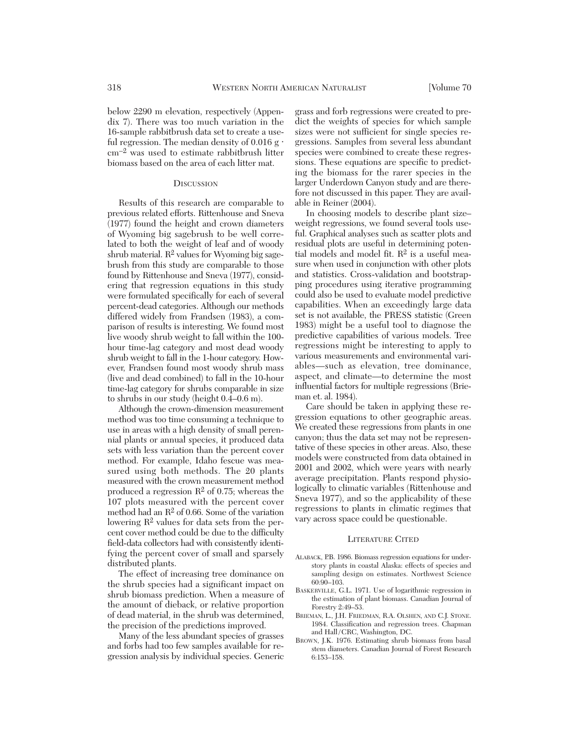below 2290 m elevation, respectively (Appendix 7). There was too much variation in the 16-sample rabbitbrush data set to create a useful regression. The median density of 0.016 g · $cm^{-2}$ was used to estimate rabbitbrush litter biomass based on the area of each litter mat.

## Discussion

Results of this research are comparable to previous related efforts. Rittenhouse and Sneva (1977) found the height and crown diameters of Wyoming big sagebrush to be well correlated to both the weight of leaf and of woody shrub material. $R^2$ values for Wyoming big sagebrush from this study are comparable to those found by Rittenhouse and Sneva (1977), considering that regression equations in this study were formulated specifically for each of several percent-dead categories. Although our methods differed widely from Frandsen (1983), a comparison of results is interesting. We found most live woody shrub weight to fall within the 100-hour time-lag category and most dead woody shrub weight to fall in the 1-hour category. However, Frandsen found most woody shrub mass (live and dead combined) to fall in the 10-hour time-lag category for shrubs comparable in size to shrubs in our study (height 0.4–0.6 m).

Although the crown-dimension measurement method was too time consuming a technique to use in areas with a high density of small perennial plants or annual species, it produced data sets with less variation than the percent cover method. For example, Idaho fescue was measured using both methods. The 20 plants measured with the crown measurement method produced a regression $R^2$ of 0.75; whereas the 107 plots measured with the percent cover method had an $R^2$ of 0.66. Some of the variation lowering $R^2$ values for data sets from the percent cover method could be due to the difficulty field-data collectors had with consistently identifying the percent cover of small and sparsely distributed plants.

The effect of increasing tree dominance on the shrub species had a significant impact on shrub biomass prediction. When a measure of the amount of dieback, or relative proportion of dead material, in the shrub was determined, the precision of the predictions improved.

Many of the less abundant species of grasses and forbs had too few samples available for regression analysis by individual species. Generic grass and forb regressions were created to predict the weights of species for which sample sizes were not sufficient for single species regressions. Samples from several less abundant species were combined to create these regressions. These equations are specific to predicting the biomass for the rarer species in the larger Underdown Canyon study and are therefore not discussed in this paper. They are available in Reiner (2004).

In choosing models to describe plant size–weight regressions, we found several tools useful. Graphical analyses such as scatter plots and residual plots are useful in determining potential models and model fit. $R^2$ is a useful measure when used in conjunction with other plots and statistics. Cross-validation and bootstrapping procedures using iterative programming could also be used to evaluate model predictive capabilities. When an exceedingly large data set is not available, the PRESS statistic (Green 1983) might be a useful tool to diagnose the predictive capabilities of various models. Tree regressions might be interesting to apply to various measurements and environmental variables—such as elevation, tree dominance, aspect, and climate—to determine the most influential factors for multiple regressions (Brieman et. al. 1984).

Care should be taken in applying these regression equations to other geographic areas. We created these regressions from plants in one canyon; thus the data set may not be representative of these species in other areas. Also, these models were constructed from data obtained in 2001 and 2002, which were years with nearly average precipitation. Plants respond physiologically to climatic variables (Rittenhouse and Sneva 1977), and so the applicability of these regressions to plants in climatic regimes that vary across space could be questionable.

## Literature Cited

ALABACK, P.B. 1986. Biomass regression equations for understory plants in coastal Alaska: effects of species and sampling design on estimates. Northwest Science 60:90–103.

BASKERVILLE, G.L. 1971. Use of logarithmic regression in the estimation of plant biomass. Canadian Journal of Forestry 2:49–53.

BRIEMAN, L., J.H. FRIEDMAN, R.A. OLSHEN, AND C.J. STONE. 1984. Classification and regression trees. Chapman and Hall/CRC, Washington, DC.

BROWN, J.K. 1976. Estimating shrub biomass from basal stem diameters. Canadian Journal of Forest Research 6:153–158.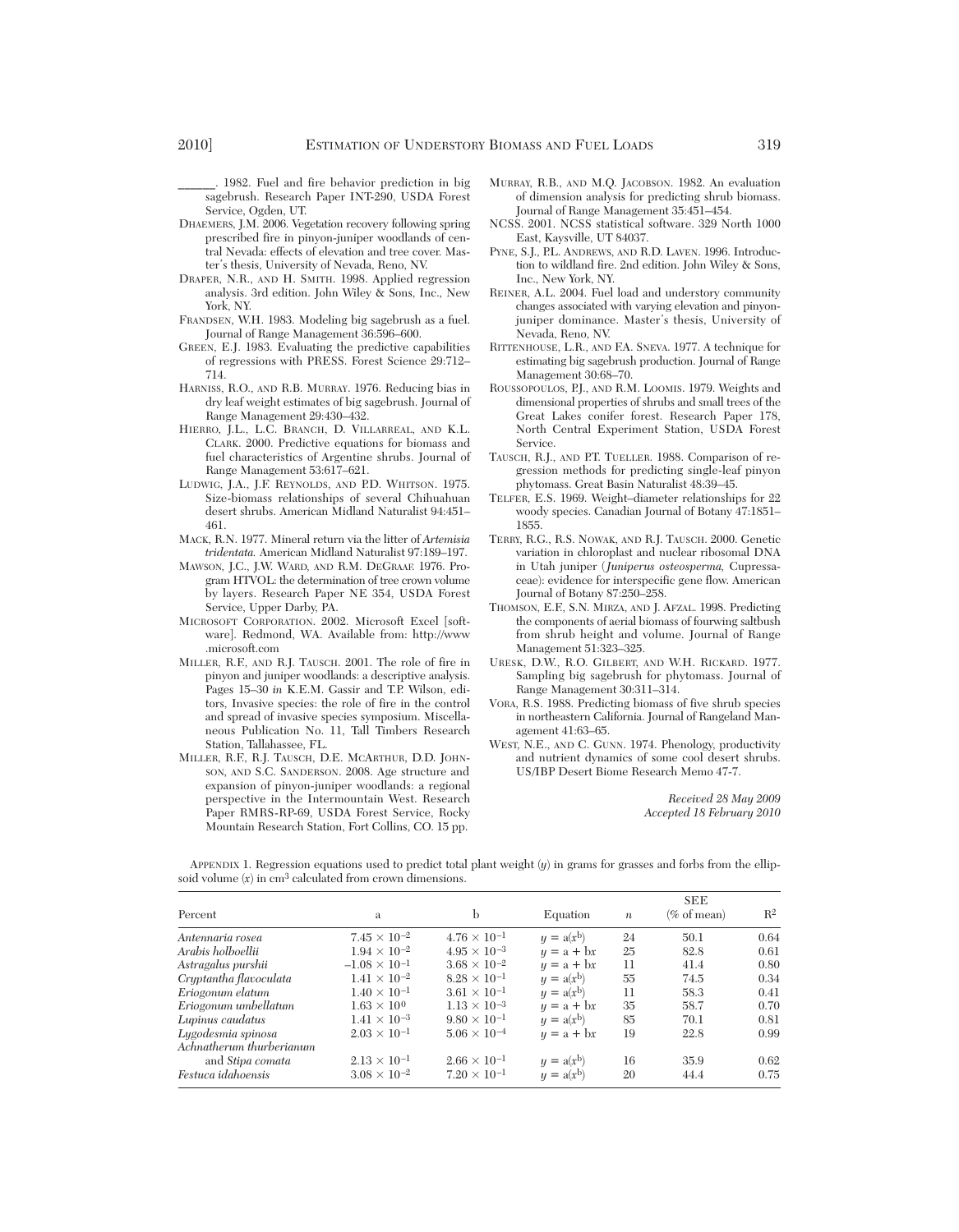______. 1982. Fuel and fire behavior prediction in big sagebrush. Research Paper INT-290, USDA Forest Service, Ogden, UT.

DHAEMERS, J.M. 2006. Vegetation recovery following spring prescribed fire in pinyon-juniper woodlands of central Nevada: effects of elevation and tree cover. Master's thesis, University of Nevada, Reno, NV.

DRAPER, N.R., AND H. SMITH. 1998. Applied regression analysis. 3rd edition. John Wiley & Sons, Inc., New York, NY.

FRANDSEN, W.H. 1983. Modeling big sagebrush as a fuel. Journal of Range Management 36:596–600.

GREEN, E.J. 1983. Evaluating the predictive capabilities of regressions with PRESS. Forest Science 29:712–714.

HARNISS, R.O., AND R.B. MURRAY. 1976. Reducing bias in dry leaf weight estimates of big sagebrush. Journal of Range Management 29:430–432.

HIERRO, J.L., L.C. BRANCH, D. VILLARREAL, AND K.L. CLARK. 2000. Predictive equations for biomass and fuel characteristics of Argentine shrubs. Journal of Range Management 53:617–621.

LUDWIG, J.A., J.F. REYNOLDS, AND P.D. WHITSON. 1975. Size-biomass relationships of several Chihuahuan desert shrubs. American Midland Naturalist 94:451–461.

MACK, R.N. 1977. Mineral return via the litter of *Artemisia tridentata*. American Midland Naturalist 97:189–197.

MAWSON, J.C., J.W. WARD, AND R.M. DEGRAAF. 1976. Program HTVOL: the determination of tree crown volume by layers. Research Paper NE 354, USDA Forest Service, Upper Darby, PA.

MICROSOFT CORPORATION. 2002. Microsoft Excel [software]. Redmond, WA. Available from: http://www.microsoft.com

MILLER, R.F., AND R.J. TAUSCH. 2001. The role of fire in pinyon and juniper woodlands: a descriptive analysis. Pages 15–30 *in* K.E.M. Gassir and T.P. Wilson, editors, Invasive species: the role of fire in the control and spread of invasive species symposium. Miscellaneous Publication No. 11, Tall Timbers Research Station, Tallahassee, FL.

MILLER, R.F., R.J. TAUSCH, D.E. MCARTHUR, D.D. JOHNSON, AND S.C. SANDERSON. 2008. Age structure and expansion of pinyon-juniper woodlands: a regional perspective in the Intermountain West. Research Paper RMRS-RP-69, USDA Forest Service, Rocky Mountain Research Station, Fort Collins, CO. 15 pp.

MURRAY, R.B., AND M.Q. JACOBSON. 1982. An evaluation of dimension analysis for predicting shrub biomass. Journal of Range Management 35:451–454.

NCSS. 2001. NCSS statistical software. 329 North 1000 East, Kaysville, UT 84037.

PYNE, S.J., P.L. ANDREWS, AND R.D. LAVEN. 1996. Introduction to wildland fire. 2nd edition. John Wiley & Sons, Inc., New York, NY.

REINER, A.L. 2004. Fuel load and understory community changes associated with varying elevation and pinyon-juniper dominance. Master's thesis, University of Nevada, Reno, NV.

RITTENHOUSE, L.R., AND F.A. SNEVA. 1977. A technique for estimating big sagebrush production. Journal of Range Management 30:68–70.

ROUSSOPOULOS, P.J., AND R.M. LOOMIS. 1979. Weights and dimensional properties of shrubs and small trees of the Great Lakes conifer forest. Research Paper 178, North Central Experiment Station, USDA Forest Service.

TAUSCH, R.J., AND P.T. TUELLER. 1988. Comparison of regression methods for predicting single-leaf pinyon phytomass. Great Basin Naturalist 48:39–45.

TELFER, E.S. 1969. Weight–diameter relationships for 22 woody species. Canadian Journal of Botany 47:1851–1855.

TERRY, R.G., R.S. NOWAK, AND R.J. TAUSCH. 2000. Genetic variation in chloroplast and nuclear ribosomal DNA in Utah juniper (*Juniperus osteosperma*, Cupressaceae): evidence for interspecific gene flow. American Journal of Botany 87:250–258.

THOMSON, E.F., S.N. MIRZA, AND J. AFZAL. 1998. Predicting the components of aerial biomass of fourwing saltbush from shrub height and volume. Journal of Range Management 51:323–325.

URESK, D.W., R.O. GILBERT, AND W.H. RICKARD. 1977. Sampling big sagebrush for phytomass. Journal of Range Management 30:311–314.

VORA, R.S. 1988. Predicting biomass of five shrub species in northeastern California. Journal of Rangeland Management 41:63–65.

WEST, N.E., AND C. GUNN. 1974. Phenology, productivity and nutrient dynamics of some cool desert shrubs. US/IBP Desert Biome Research Memo 47-7.

*Received 28 May 2009*
*Accepted 18 February 2010*

APPENDIX 1. Regression equations used to predict total plant weight ($y$) in grams for grasses and forbs from the ellipsoid volume ($x$) in cm$^3$ calculated from crown dimensions.

| Percent | a | b | Equation | $n$ | SEE (% of mean) | $R^2$ |
|---|---|---|---|---|---|---|
| *Antennaria rosea* | $7.45 \times 10^{-2}$ | $4.76 \times 10^{-1}$ | $y = a(x^b)$ | 24 | 50.1 | 0.64 |
| *Arabis holboellii* | $1.94 \times 10^{-2}$ | $4.95 \times 10^{-3}$ | $y = a + bx$ | 25 | 82.8 | 0.61 |
| *Astragalus purshii* | $-1.08 \times 10^{-1}$ | $3.68 \times 10^{-2}$ | $y = a + bx$ | 11 | 41.4 | 0.80 |
| *Cryptantha flavoculata* | $1.41 \times 10^{-2}$ | $8.28 \times 10^{-1}$ | $y = a(x^b)$ | 55 | 74.5 | 0.34 |
| *Eriogonum elatum* | $1.40 \times 10^{-1}$ | $3.61 \times 10^{-1}$ | $y = a(x^b)$ | 11 | 58.3 | 0.41 |
| *Eriogonum umbellatum* | $1.63 \times 10^{0}$ | $1.13 \times 10^{-3}$ | $y = a + bx$ | 35 | 58.7 | 0.70 |
| *Lupinus caudatus* | $1.41 \times 10^{-3}$ | $9.80 \times 10^{-1}$ | $y = a(x^b)$ | 85 | 70.1 | 0.81 |
| *Lygodesmia spinosa* | $2.03 \times 10^{-1}$ | $5.06 \times 10^{-4}$ | $y = a + bx$ | 19 | 22.8 | 0.99 |
| *Achnatherum thurberianum* and *Stipa comata* | $2.13 \times 10^{-1}$ | $2.66 \times 10^{-1}$ | $y = a(x^b)$ | 16 | 35.9 | 0.62 |
| *Festuca idahoensis* | $3.08 \times 10^{-2}$ | $7.20 \times 10^{-1}$ | $y = a(x^b)$ | 20 | 44.4 | 0.75 |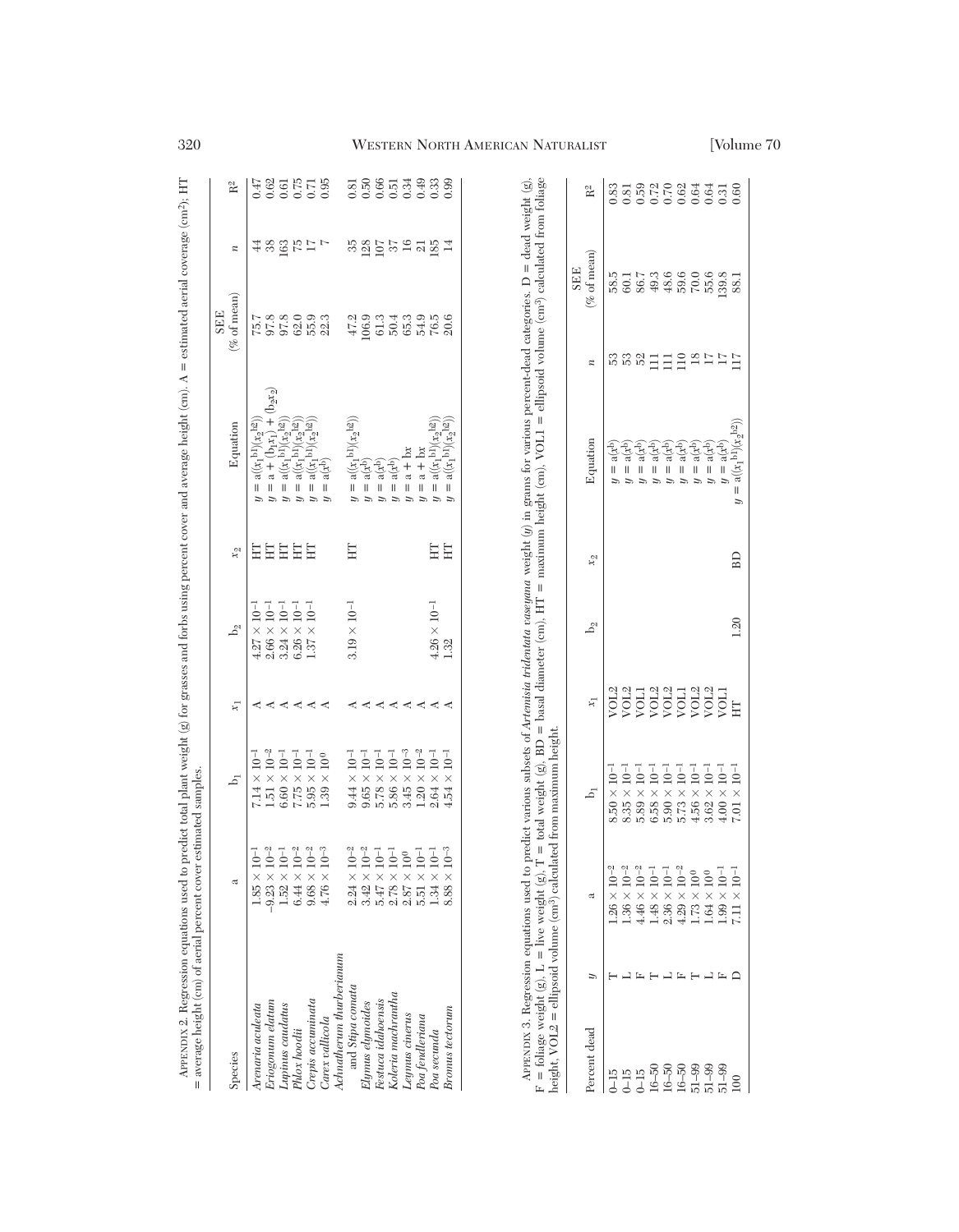APPENDIX 2. Regression equations used to predict total plant weight (g) for grasses and forbs using percent cover and average height (cm). A = estimated aerial coverage (cm²); HT = average height (cm) of aerial percent cover estimated samples.

| Species | a | $b_1$ | $x_1$ | $b_2$ | $x_2$ | Equation | SEE (% of mean) | $n$ | $R^2$ |
|---|---|---|---|---|---|---|---|---|---|
| *Arenaria aculeata* | $1.85 \times 10^{-1}$ | $7.14 \times 10^{-1}$ | A | $4.27 \times 10^{-1}$ | HT | $y = a((x_1^{b1})(x_2^{b2}))$ | 75.7 | 44 | 0.47 |
| *Eriogonum elatum* | $-9.23 \times 10^{-2}$ | $1.51 \times 10^{-2}$ | A | $2.66 \times 10^{-1}$ | HT | $y = a + (b_1x_1) + (b_2x_2)$ | 97.8 | 38 | 0.62 |
| *Lupinus caudatus* | $1.52 \times 10^{-1}$ | $6.60 \times 10^{-1}$ | A | $3.24 \times 10^{-1}$ | HT | $y = a((x_1^{b1})(x_2^{b2}))$ | 97.8 | 163 | 0.61 |
| *Phlox hoodii* | $6.44 \times 10^{-2}$ | $7.75 \times 10^{-1}$ | A | $6.26 \times 10^{-1}$ | HT | $y = a((x_1^{b1})(x_2^{b2}))$ | 62.0 | 75 | 0.75 |
| *Crepis acuminata* | $9.68 \times 10^{-2}$ | $5.95 \times 10^{-1}$ | A | $1.37 \times 10^{-1}$ | HT | $y = a((x_1^{b1})(x_2^{b2}))$ | 55.9 | 17 | 0.71 |
| *Carex vallicola* | $4.76 \times 10^{-3}$ | $1.39 \times 10^{0}$ | A | | | $y = a(x^b)$ | 22.3 | 7 | 0.95 |
| *Achnatherum thurberianum* and *Stipa comata* | $2.24 \times 10^{-2}$ | $9.44 \times 10^{-1}$ | A | $3.19 \times 10^{-1}$ | HT | $y = a((x_1^{b1})(x_2^{b2}))$ | 47.2 | 35 | 0.81 |
| *Elymus elymoides* | $3.42 \times 10^{-2}$ | $9.65 \times 10^{-1}$ | A | | | $y = a(x^b)$ | 106.9 | 128 | 0.50 |
| *Festuca idahoensis* | $5.47 \times 10^{-1}$ | $5.78 \times 10^{-1}$ | A | | | $y = a(x^b)$ | 61.3 | 107 | 0.66 |
| *Koleria machrantha* | $2.78 \times 10^{-1}$ | $5.86 \times 10^{-1}$ | A | | | $y = a(x^b)$ | 50.4 | 37 | 0.51 |
| *Leymus cinerus* | $2.87 \times 10^{0}$ | $3.45 \times 10^{-3}$ | A | | | $y = a + bx$ | 65.3 | 16 | 0.34 |
| *Poa fendleriana* | $5.51 \times 10^{-1}$ | $1.20 \times 10^{-2}$ | A | | | $y = a + bx$ | 54.9 | 21 | 0.49 |
| *Poa secunda* | $1.34 \times 10^{-1}$ | $2.64 \times 10^{-1}$ | A | $4.26 \times 10^{-1}$ | HT | $y = a((x_1^{b1})(x_2^{b2}))$ | 76.5 | 185 | 0.33 |
| *Bromus tectorum* | $8.88 \times 10^{-3}$ | $4.54 \times 10^{-1}$ | A | 1.32 | HT | $y = a((x_1^{b1})(x_2^{b2}))$ | 20.6 | 14 | 0.99 |

APPENDIX 3. Regression equations used to predict various subsets of *Artemisia tridentata vaseyana* weight ($y$) in grams for various percent-dead categories. D = dead weight (g), F = foliage weight (g), L = live weight (g), T = total weight (g), BD = basal diameter (cm), HT = maximum height (cm), VOL1 = ellipsoid volume (cm³) calculated from foliage height, VOL2 = ellipsoid volume (cm³) calculated from maximum height.

| Percent dead | $y$ | a | $b_1$ | $x_1$ | $b_2$ | $x_2$ | Equation | $n$ | SEE (% of mean) | $R^2$ |
|---|---|---|---|---|---|---|---|---|---|---|
| 0–15 | T | $1.26 \times 10^{-2}$ | $8.50 \times 10^{-1}$ | VOL2 | | | $y = a(x^b)$ | 53 | 58.5 | 0.83 |
| 0–15 | L | $1.36 \times 10^{-2}$ | $8.35 \times 10^{-1}$ | VOL2 | | | $y = a(x^b)$ | 53 | 60.1 | 0.81 |
| 0–15 | F | $4.46 \times 10^{-2}$ | $5.89 \times 10^{-1}$ | VOL1 | | | $y = a(x^b)$ | 52 | 86.7 | 0.59 |
| 16–50 | T | $1.48 \times 10^{-1}$ | $6.58 \times 10^{-1}$ | VOL2 | | | $y = a(x^b)$ | 111 | 49.3 | 0.72 |
| 16–50 | L | $2.36 \times 10^{-1}$ | $5.90 \times 10^{-1}$ | VOL2 | | | $y = a(x^b)$ | 111 | 48.6 | 0.70 |
| 16–50 | F | $4.29 \times 10^{-2}$ | $5.73 \times 10^{-1}$ | VOL1 | | | $y = a(x^b)$ | 110 | 59.6 | 0.62 |
| 51–99 | T | $1.73 \times 10^{0}$ | $4.56 \times 10^{-1}$ | VOL2 | | | $y = a(x^b)$ | 18 | 70.0 | 0.64 |
| 51–99 | L | $1.64 \times 10^{0}$ | $3.62 \times 10^{-1}$ | VOL2 | | | $y = a(x^b)$ | 17 | 55.6 | 0.64 |
| 51–99 | F | $1.99 \times 10^{-1}$ | $4.00 \times 10^{-1}$ | VOL1 | | | $y = a(x^b)$ | 17 | 139.8 | 0.31 |
| 100 | D | $7.11 \times 10^{-1}$ | $7.01 \times 10^{-1}$ | HT | 1.20 | BD | $y = a((x_1^{b1})(x_2^{b2}))$ | 117 | 88.1 | 0.60 |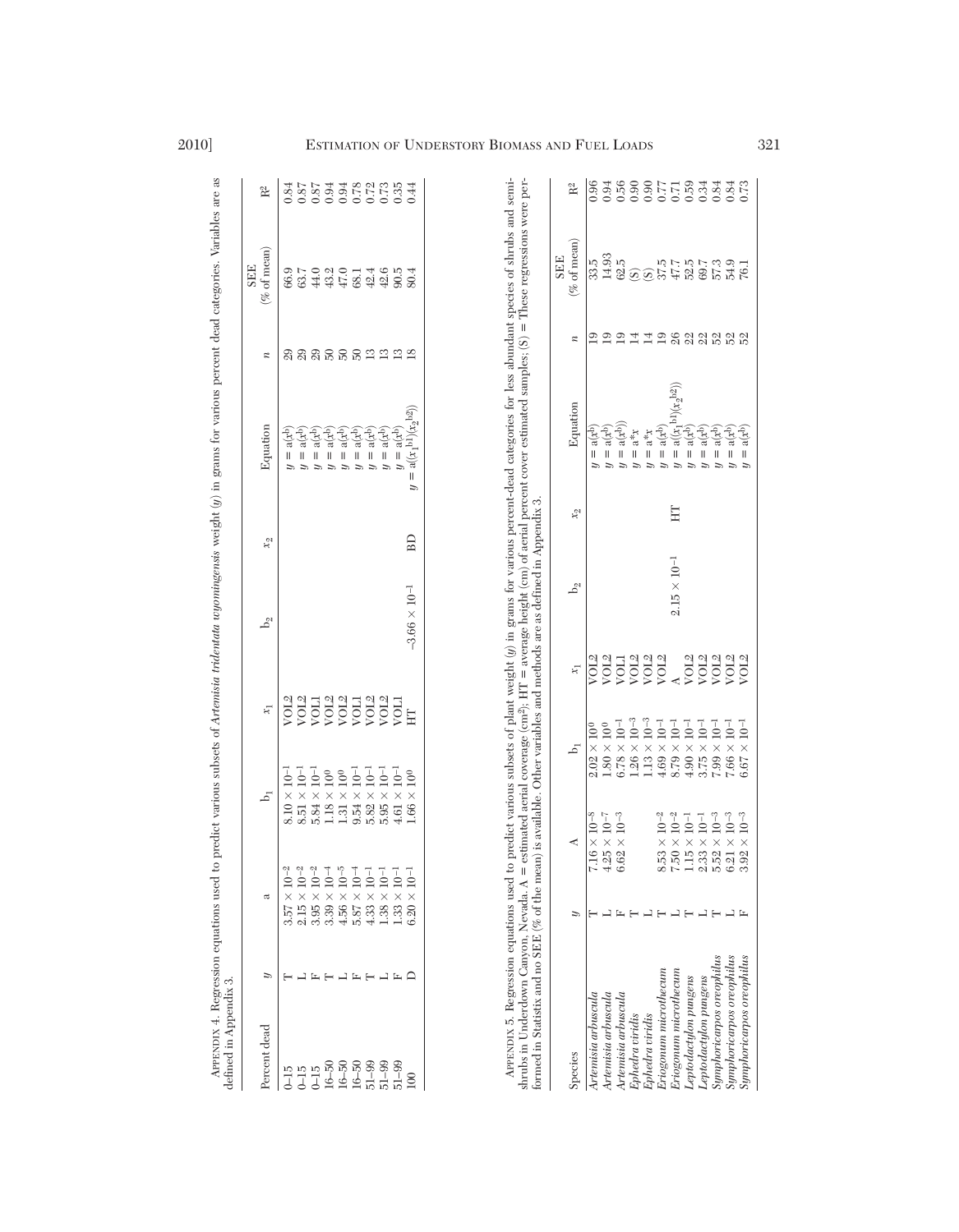APPENDIX 4. Regression equations used to predict various subsets of *Artemisia tridentata wyomingensis* weight ($y$) in grams for various percent dead categories. Variables are as defined in Appendix 3.

| Percent dead | $y$ | a | $b_1$ | $x_1$ | $b_2$ | $x_2$ | Equation | $n$ | SEE (% of mean) | $R^2$ |
|---|---|---|---|---|---|---|---|---|---|---|
| 0–15 | T | $3.57 \times 10^{-2}$ | $8.10 \times 10^{-1}$ | VOL2 | | | $y = a(x^{b})$ | 29 | 66.9 | 0.84 |
| 0–15 | L | $2.15 \times 10^{-2}$ | $8.51 \times 10^{-1}$ | VOL2 | | | $y = a(x^{b})$ | 29 | 63.7 | 0.87 |
| 0–15 | F | $3.95 \times 10^{-2}$ | $5.84 \times 10^{-1}$ | VOL1 | | | $y = a(x^{b})$ | 29 | 44.0 | 0.87 |
| 16–50 | T | $3.39 \times 10^{-4}$ | $1.18 \times 10^{0}$ | VOL2 | | | $y = a(x^{b})$ | 50 | 43.2 | 0.94 |
| 16–50 | L | $4.56 \times 10^{-5}$ | $1.31 \times 10^{0}$ | VOL2 | | | $y = a(x^{b})$ | 50 | 47.0 | 0.94 |
| 16–50 | F | $5.87 \times 10^{-4}$ | $9.54 \times 10^{-1}$ | VOL1 | | | $y = a(x^{b})$ | 50 | 68.1 | 0.78 |
| 51–99 | T | $4.33 \times 10^{-1}$ | $5.82 \times 10^{-1}$ | VOL2 | | | $y = a(x^{b})$ | 13 | 42.4 | 0.72 |
| 51–99 | L | $1.38 \times 10^{-1}$ | $5.95 \times 10^{-1}$ | VOL2 | | | $y = a(x^{b})$ | 13 | 42.6 | 0.73 |
| 51–99 | F | $1.33 \times 10^{-1}$ | $4.61 \times 10^{-1}$ | VOL1 | | | $y = a(x^{b})$ | 13 | 90.5 | 0.35 |
| 100 | D | $6.20 \times 10^{-1}$ | $1.66 \times 10^{0}$ | HT | $-3.66 \times 10^{-1}$ | BD | $y = a((x_1^{b1})(x_2^{b2}))$ | 18 | 80.4 | 0.44 |

APPENDIX 5. Regression equations used to predict various subsets of plant weight ($y$) in grams for various percent-dead categories for less abundant species of shrubs and semi-shrubs in Underdown Canyon, Nevada. A = estimated aerial coverage (cm²); HT = average height (cm) of aerial percent cover estimated samples; (S) = These regressions were performed in Statistix and no SEE (% of the mean) is available. Other variables and methods are as defined in Appendix 3.

| Species | $y$ | A | $b_1$ | $x_1$ | $b_2$ | $x_2$ | Equation | $n$ | SEE (% of mean) | $R^2$ |
|---|---|---|---|---|---|---|---|---|---|---|
| *Artemisia arbuscula* | T | $7.16 \times 10^{-8}$ | $2.02 \times 10^{0}$ | VOL2 | | | $y = a(x^{b})$ | 19 | 33.5 | 0.96 |
| *Artemisia arbuscula* | L | $4.25 \times 10^{-7}$ | $1.80 \times 10^{0}$ | VOL2 | | | $y = a(x^{b})$ | 19 | 14.93 | 0.94 |
| *Artemisia arbuscula* | F | $6.62 \times 10^{-3}$ | $6.78 \times 10^{-1}$ | VOL1 | | | $y = a(x^{b}))$ | 19 | 62.5 | 0.56 |
| *Ephedra viridis* | T | | $1.26 \times 10^{-3}$ | VOL2 | | | $y = a{*}x$ | 14 | (S) | 0.90 |
| *Ephedra viridis* | L | | $1.13 \times 10^{-3}$ | VOL2 | | | $y = a{*}x$ | 14 | (S) | 0.90 |
| *Eriogonum microthecum* | T | $8.53 \times 10^{-2}$ | $4.69 \times 10^{-1}$ | VOL2 | | | $y = a(x^{b})$ | 19 | 37.5 | 0.77 |
| *Eriogonum microthecum* | L | $7.50 \times 10^{-2}$ | $8.79 \times 10^{-1}$ | A | $2.15 \times 10^{-1}$ | HT | $y = a((x_1^{b1})(x_2^{b2}))$ | 26 | 47.7 | 0.71 |
| *Leptodactylon pungens* | T | $1.15 \times 10^{-1}$ | $4.90 \times 10^{-1}$ | VOL2 | | | $y = a(x^{b})$ | 22 | 52.5 | 0.59 |
| *Leptodactylon pungens* | L | $2.33 \times 10^{-1}$ | $3.75 \times 10^{-1}$ | VOL2 | | | $y = a(x^{b})$ | 22 | 69.7 | 0.34 |
| *Symphoricarpos oreophilus* | T | $5.52 \times 10^{-3}$ | $7.99 \times 10^{-1}$ | VOL2 | | | $y = a(x^{b})$ | 52 | 57.3 | 0.84 |
| *Symphoricarpos oreophilus* | L | $6.21 \times 10^{-3}$ | $7.66 \times 10^{-1}$ | VOL2 | | | $y = a(x^{b})$ | 52 | 54.9 | 0.84 |
| *Symphoricarpos oreophilus* | F | $3.92 \times 10^{-3}$ | $6.67 \times 10^{-1}$ | VOL2 | | | $y = a(x^{b})$ | 52 | 76.1 | 0.73 |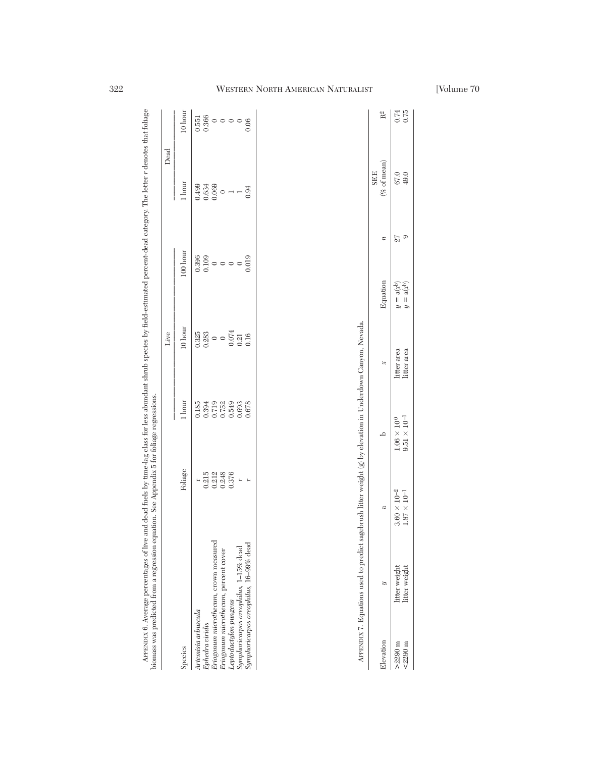APPENDIX 6. Average percentages of live and dead fuels by time-lag class for less abundant shrub species by field-estimated percent-dead category. The letter *r* denotes that foliage biomass was predicted from a regression equation. See Appendix 5 for foliage regressions.

| | | Live | | | Dead | |
|---|---|---|---|---|---|---|
| Species | Foliage | 1 hour | 10 hour | 100 hour | 1 hour | 10 hour |
| *Artemisia arbuscula* | r | 0.185 | 0.325 | 0.396 | 0.499 | 0.551 |
| *Ephedra viridis* | 0.215 | 0.394 | 0.283 | 0.109 | 0.634 | 0.366 |
| *Eriogonum microthecum*, crown measured | 0.212 | 0.719 | 0 | 0 | 0.069 | 0 |
| *Eriogonum microthecum*, percent cover | 0.248 | 0.752 | 0 | 0 | 0 | 0 |
| *Leptodactylon pungens* | 0.376 | 0.549 | 0.074 | 0 | 1 | 0 |
| *Symphoricarpos oreophilus*, 1–15% dead | r | 0.693 | 0.21 | 0 | 1 | 0 |
| *Symphoricarpos oreophilus*, 16–99% dead | r | 0.678 | 0.16 | 0.019 | 0.94 | 0.06 |

APPENDIX 7. Equations used to predict sagebrush litter weight (g) by elevation in Underdown Canyon, Nevada.

| Elevation | *y* | a | b | *x* | Equation | *n* | SEE (% of mean) | $R^2$ |
|---|---|---|---|---|---|---|---|---|
| >2290 m | litter weight | $3.60 \times 10^{-2}$ | $1.06 \times 10^{0}$ | litter area | $y = a(x^b)$ | 27 | 67.0 | 0.74 |
| <2290 m | litter weight | $1.87 \times 10^{-1}$ | $9.51 \times 10^{-1}$ | litter area | $y = a(x^b)$ | 9 | 49.0 | 0.75 |